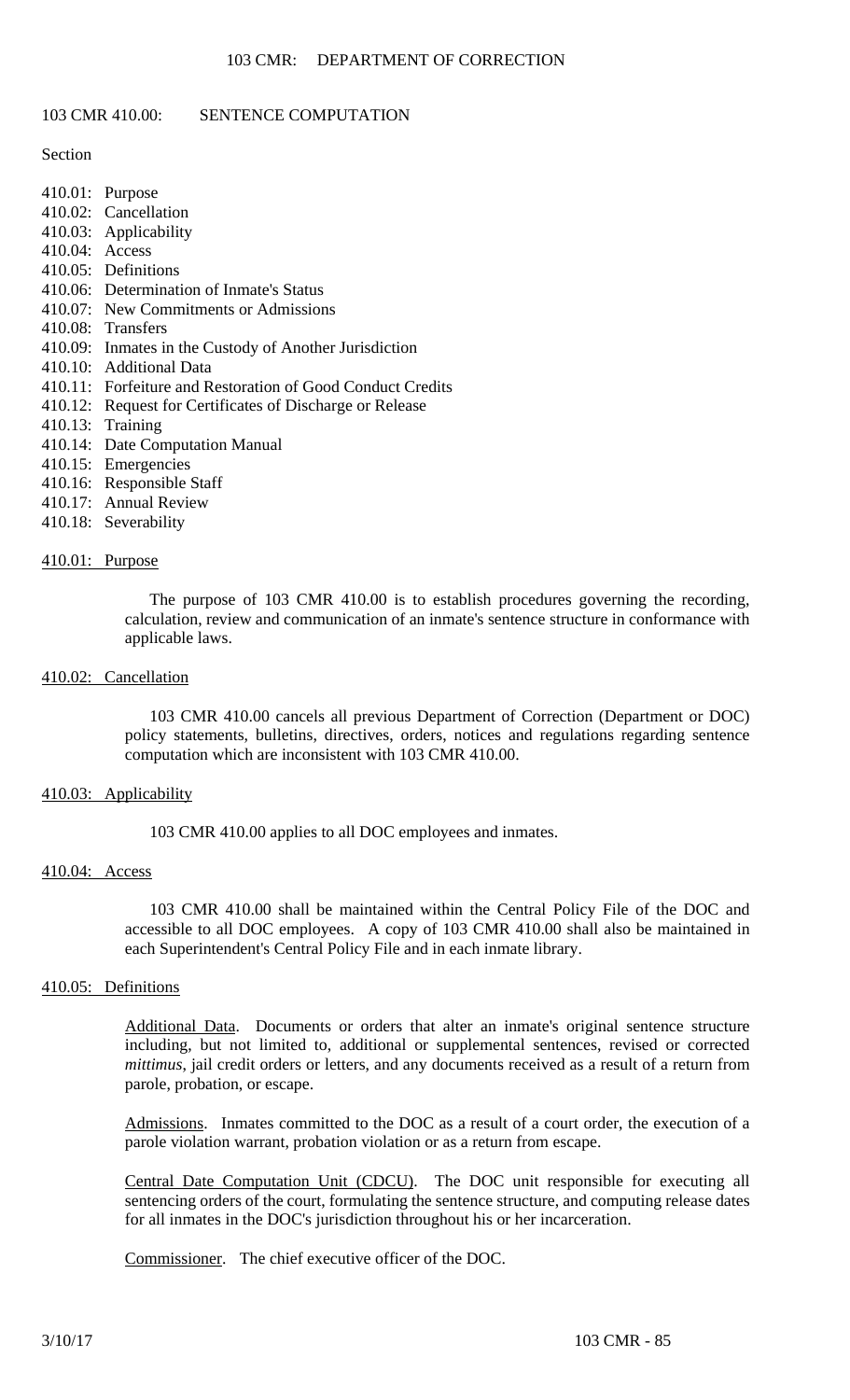# 103 CMR 410.00: SENTENCE COMPUTATION

Section

410.01: Purpose
410.02: Cancellation
410.03: Applicability
410.04: Access
410.05: Definitions
410.06: Determination of Inmate's Status
410.07: New Commitments or Admissions
410.08: Transfers
410.09: Inmates in the Custody of Another Jurisdiction
410.10: Additional Data
410.11: Forfeiture and Restoration of Good Conduct Credits
410.12: Request for Certificates of Discharge or Release
410.13: Training
410.14: Date Computation Manual
410.15: Emergencies
410.16: Responsible Staff
410.17: Annual Review
410.18: Severability

## 410.01: Purpose

The purpose of 103 CMR 410.00 is to establish procedures governing the recording, calculation, review and communication of an inmate's sentence structure in conformance with applicable laws.

## 410.02: Cancellation

103 CMR 410.00 cancels all previous Department of Correction (Department or DOC) policy statements, bulletins, directives, orders, notices and regulations regarding sentence computation which are inconsistent with 103 CMR 410.00.

## 410.03: Applicability

103 CMR 410.00 applies to all DOC employees and inmates.

## 410.04: Access

103 CMR 410.00 shall be maintained within the Central Policy File of the DOC and accessible to all DOC employees. A copy of 103 CMR 410.00 shall also be maintained in each Superintendent's Central Policy File and in each inmate library.

## 410.05: Definitions

Additional Data. Documents or orders that alter an inmate's original sentence structure including, but not limited to, additional or supplemental sentences, revised or corrected *mittimus*, jail credit orders or letters, and any documents received as a result of a return from parole, probation, or escape.

Admissions. Inmates committed to the DOC as a result of a court order, the execution of a parole violation warrant, probation violation or as a return from escape.

Central Date Computation Unit (CDCU). The DOC unit responsible for executing all sentencing orders of the court, formulating the sentence structure, and computing release dates for all inmates in the DOC's jurisdiction throughout his or her incarceration.

Commissioner. The chief executive officer of the DOC.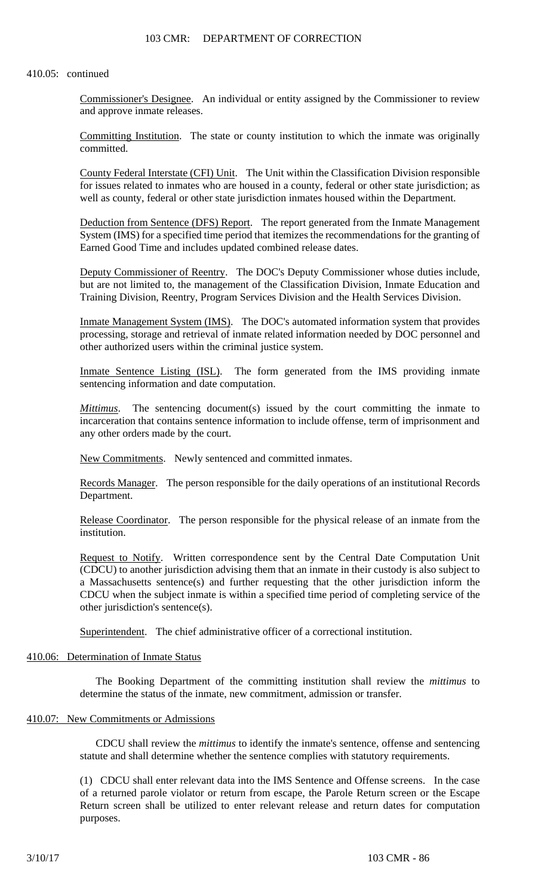410.05: continued

Commissioner's Designee. An individual or entity assigned by the Commissioner to review and approve inmate releases.

Committing Institution. The state or county institution to which the inmate was originally committed.

County Federal Interstate (CFI) Unit. The Unit within the Classification Division responsible for issues related to inmates who are housed in a county, federal or other state jurisdiction; as well as county, federal or other state jurisdiction inmates housed within the Department.

Deduction from Sentence (DFS) Report. The report generated from the Inmate Management System (IMS) for a specified time period that itemizes the recommendations for the granting of Earned Good Time and includes updated combined release dates.

Deputy Commissioner of Reentry. The DOC's Deputy Commissioner whose duties include, but are not limited to, the management of the Classification Division, Inmate Education and Training Division, Reentry, Program Services Division and the Health Services Division.

Inmate Management System (IMS). The DOC's automated information system that provides processing, storage and retrieval of inmate related information needed by DOC personnel and other authorized users within the criminal justice system.

Inmate Sentence Listing (ISL). The form generated from the IMS providing inmate sentencing information and date computation.

*Mittimus*. The sentencing document(s) issued by the court committing the inmate to incarceration that contains sentence information to include offense, term of imprisonment and any other orders made by the court.

New Commitments. Newly sentenced and committed inmates.

Records Manager. The person responsible for the daily operations of an institutional Records Department.

Release Coordinator. The person responsible for the physical release of an inmate from the institution.

Request to Notify. Written correspondence sent by the Central Date Computation Unit (CDCU) to another jurisdiction advising them that an inmate in their custody is also subject to a Massachusetts sentence(s) and further requesting that the other jurisdiction inform the CDCU when the subject inmate is within a specified time period of completing service of the other jurisdiction's sentence(s).

Superintendent. The chief administrative officer of a correctional institution.

## 410.06: Determination of Inmate Status

The Booking Department of the committing institution shall review the *mittimus* to determine the status of the inmate, new commitment, admission or transfer.

## 410.07: New Commitments or Admissions

CDCU shall review the *mittimus* to identify the inmate's sentence, offense and sentencing statute and shall determine whether the sentence complies with statutory requirements.

(1) CDCU shall enter relevant data into the IMS Sentence and Offense screens. In the case of a returned parole violator or return from escape, the Parole Return screen or the Escape Return screen shall be utilized to enter relevant release and return dates for computation purposes.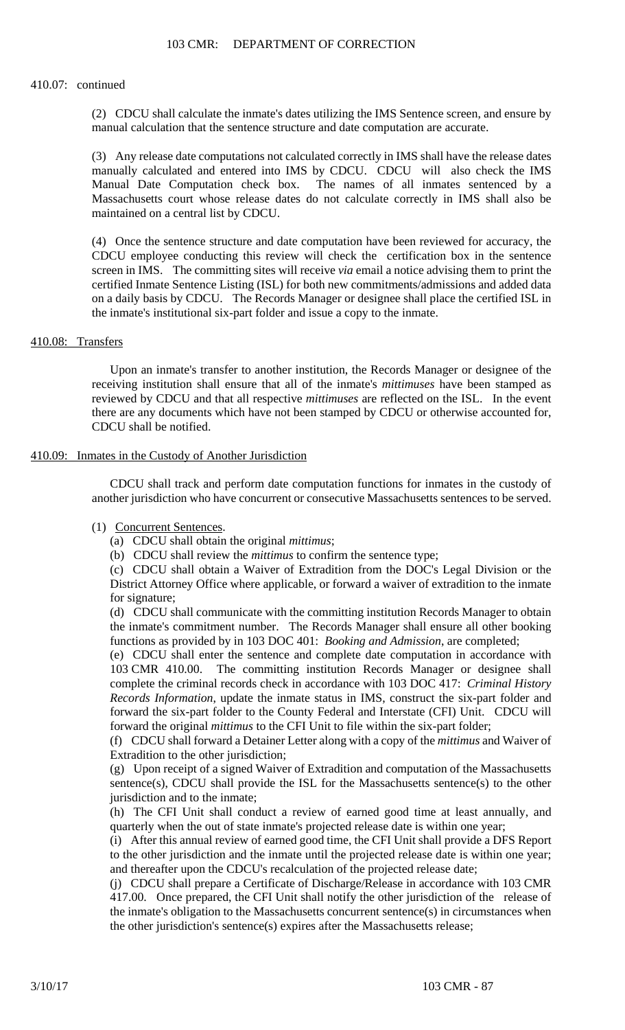410.07: continued

(2) CDCU shall calculate the inmate's dates utilizing the IMS Sentence screen, and ensure by manual calculation that the sentence structure and date computation are accurate.

(3) Any release date computations not calculated correctly in IMS shall have the release dates manually calculated and entered into IMS by CDCU. CDCU will also check the IMS Manual Date Computation check box. The names of all inmates sentenced by a Massachusetts court whose release dates do not calculate correctly in IMS shall also be maintained on a central list by CDCU.

(4) Once the sentence structure and date computation have been reviewed for accuracy, the CDCU employee conducting this review will check the certification box in the sentence screen in IMS. The committing sites will receive *via* email a notice advising them to print the certified Inmate Sentence Listing (ISL) for both new commitments/admissions and added data on a daily basis by CDCU. The Records Manager or designee shall place the certified ISL in the inmate's institutional six-part folder and issue a copy to the inmate.

## 410.08: Transfers

Upon an inmate's transfer to another institution, the Records Manager or designee of the receiving institution shall ensure that all of the inmate's *mittimuses* have been stamped as reviewed by CDCU and that all respective *mittimuses* are reflected on the ISL. In the event there are any documents which have not been stamped by CDCU or otherwise accounted for, CDCU shall be notified.

## 410.09: Inmates in the Custody of Another Jurisdiction

CDCU shall track and perform date computation functions for inmates in the custody of another jurisdiction who have concurrent or consecutive Massachusetts sentences to be served.

(1) Concurrent Sentences.

(a) CDCU shall obtain the original *mittimus*;

(b) CDCU shall review the *mittimus* to confirm the sentence type;

(c) CDCU shall obtain a Waiver of Extradition from the DOC's Legal Division or the District Attorney Office where applicable, or forward a waiver of extradition to the inmate for signature;

(d) CDCU shall communicate with the committing institution Records Manager to obtain the inmate's commitment number. The Records Manager shall ensure all other booking functions as provided by in 103 DOC 401: *Booking and Admission*, are completed;

(e) CDCU shall enter the sentence and complete date computation in accordance with 103 CMR 410.00. The committing institution Records Manager or designee shall complete the criminal records check in accordance with 103 DOC 417: *Criminal History Records Information*, update the inmate status in IMS, construct the six-part folder and forward the six-part folder to the County Federal and Interstate (CFI) Unit. CDCU will forward the original *mittimus* to the CFI Unit to file within the six-part folder;

(f) CDCU shall forward a Detainer Letter along with a copy of the *mittimus* and Waiver of Extradition to the other jurisdiction;

(g) Upon receipt of a signed Waiver of Extradition and computation of the Massachusetts sentence(s), CDCU shall provide the ISL for the Massachusetts sentence(s) to the other jurisdiction and to the inmate;

(h) The CFI Unit shall conduct a review of earned good time at least annually, and quarterly when the out of state inmate's projected release date is within one year;

(i) After this annual review of earned good time, the CFI Unit shall provide a DFS Report to the other jurisdiction and the inmate until the projected release date is within one year; and thereafter upon the CDCU's recalculation of the projected release date;

(j) CDCU shall prepare a Certificate of Discharge/Release in accordance with 103 CMR 417.00. Once prepared, the CFI Unit shall notify the other jurisdiction of the release of the inmate's obligation to the Massachusetts concurrent sentence(s) in circumstances when the other jurisdiction's sentence(s) expires after the Massachusetts release;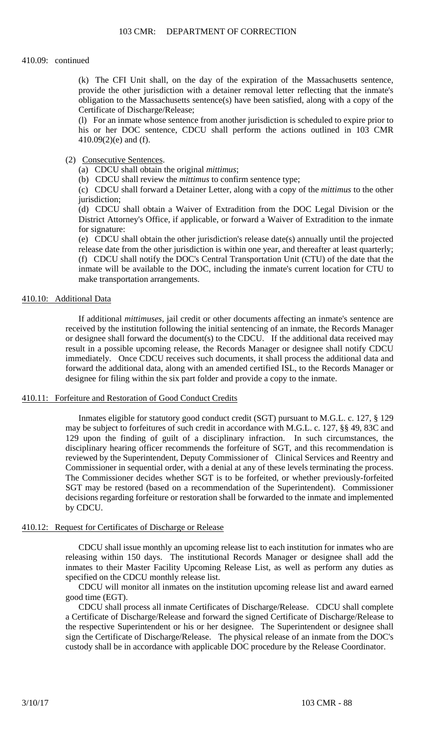410.09: continued

(k) The CFI Unit shall, on the day of the expiration of the Massachusetts sentence, provide the other jurisdiction with a detainer removal letter reflecting that the inmate's obligation to the Massachusetts sentence(s) have been satisfied, along with a copy of the Certificate of Discharge/Release;

(l) For an inmate whose sentence from another jurisdiction is scheduled to expire prior to his or her DOC sentence, CDCU shall perform the actions outlined in 103 CMR 410.09(2)(e) and (f).

(2) Consecutive Sentences.

(a) CDCU shall obtain the original *mittimus*;

(b) CDCU shall review the *mittimus* to confirm sentence type;

(c) CDCU shall forward a Detainer Letter, along with a copy of the *mittimus* to the other jurisdiction;

(d) CDCU shall obtain a Waiver of Extradition from the DOC Legal Division or the District Attorney's Office, if applicable, or forward a Waiver of Extradition to the inmate for signature:

(e) CDCU shall obtain the other jurisdiction's release date(s) annually until the projected release date from the other jurisdiction is within one year, and thereafter at least quarterly;

(f) CDCU shall notify the DOC's Central Transportation Unit (CTU) of the date that the inmate will be available to the DOC, including the inmate's current location for CTU to make transportation arrangements.

## 410.10: Additional Data

If additional *mittimuses*, jail credit or other documents affecting an inmate's sentence are received by the institution following the initial sentencing of an inmate, the Records Manager or designee shall forward the document(s) to the CDCU. If the additional data received may result in a possible upcoming release, the Records Manager or designee shall notify CDCU immediately. Once CDCU receives such documents, it shall process the additional data and forward the additional data, along with an amended certified ISL, to the Records Manager or designee for filing within the six part folder and provide a copy to the inmate.

## 410.11: Forfeiture and Restoration of Good Conduct Credits

Inmates eligible for statutory good conduct credit (SGT) pursuant to M.G.L. c. 127, § 129 may be subject to forfeitures of such credit in accordance with M.G.L. c. 127, §§ 49, 83C and 129 upon the finding of guilt of a disciplinary infraction. In such circumstances, the disciplinary hearing officer recommends the forfeiture of SGT, and this recommendation is reviewed by the Superintendent, Deputy Commissioner of Clinical Services and Reentry and Commissioner in sequential order, with a denial at any of these levels terminating the process. The Commissioner decides whether SGT is to be forfeited, or whether previously-forfeited SGT may be restored (based on a recommendation of the Superintendent). Commissioner decisions regarding forfeiture or restoration shall be forwarded to the inmate and implemented by CDCU.

## 410.12: Request for Certificates of Discharge or Release

CDCU shall issue monthly an upcoming release list to each institution for inmates who are releasing within 150 days. The institutional Records Manager or designee shall add the inmates to their Master Facility Upcoming Release List, as well as perform any duties as specified on the CDCU monthly release list.

CDCU will monitor all inmates on the institution upcoming release list and award earned good time (EGT).

CDCU shall process all inmate Certificates of Discharge/Release. CDCU shall complete a Certificate of Discharge/Release and forward the signed Certificate of Discharge/Release to the respective Superintendent or his or her designee. The Superintendent or designee shall sign the Certificate of Discharge/Release. The physical release of an inmate from the DOC's custody shall be in accordance with applicable DOC procedure by the Release Coordinator.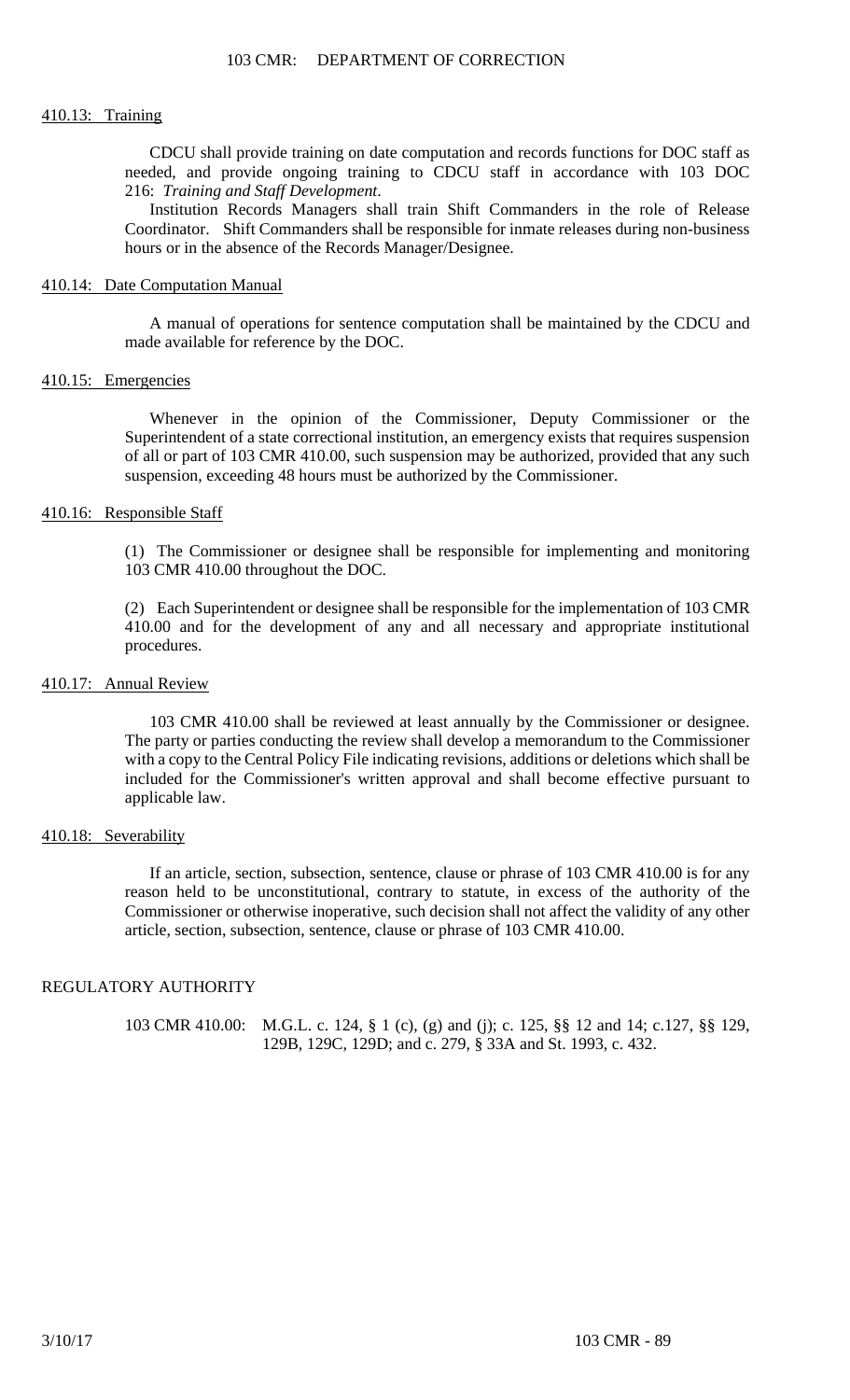## 410.13: Training

CDCU shall provide training on date computation and records functions for DOC staff as needed, and provide ongoing training to CDCU staff in accordance with 103 DOC 216: *Training and Staff Development*.

Institution Records Managers shall train Shift Commanders in the role of Release Coordinator. Shift Commanders shall be responsible for inmate releases during non-business hours or in the absence of the Records Manager/Designee.

## 410.14: Date Computation Manual

A manual of operations for sentence computation shall be maintained by the CDCU and made available for reference by the DOC.

## 410.15: Emergencies

Whenever in the opinion of the Commissioner, Deputy Commissioner or the Superintendent of a state correctional institution, an emergency exists that requires suspension of all or part of 103 CMR 410.00, such suspension may be authorized, provided that any such suspension, exceeding 48 hours must be authorized by the Commissioner.

## 410.16: Responsible Staff

(1) The Commissioner or designee shall be responsible for implementing and monitoring 103 CMR 410.00 throughout the DOC.

(2) Each Superintendent or designee shall be responsible for the implementation of 103 CMR 410.00 and for the development of any and all necessary and appropriate institutional procedures.

## 410.17: Annual Review

103 CMR 410.00 shall be reviewed at least annually by the Commissioner or designee. The party or parties conducting the review shall develop a memorandum to the Commissioner with a copy to the Central Policy File indicating revisions, additions or deletions which shall be included for the Commissioner's written approval and shall become effective pursuant to applicable law.

## 410.18: Severability

If an article, section, subsection, sentence, clause or phrase of 103 CMR 410.00 is for any reason held to be unconstitutional, contrary to statute, in excess of the authority of the Commissioner or otherwise inoperative, such decision shall not affect the validity of any other article, section, subsection, sentence, clause or phrase of 103 CMR 410.00.

## REGULATORY AUTHORITY

103 CMR 410.00: M.G.L. c. 124, § 1 (c), (g) and (j); c. 125, §§ 12 and 14; c.127, §§ 129, 129B, 129C, 129D; and c. 279, § 33A and St. 1993, c. 432.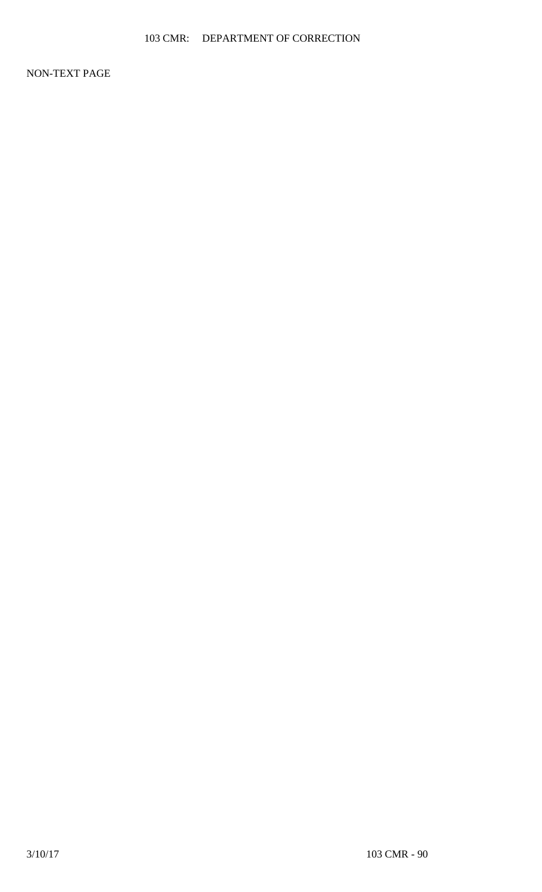NON-TEXT PAGE